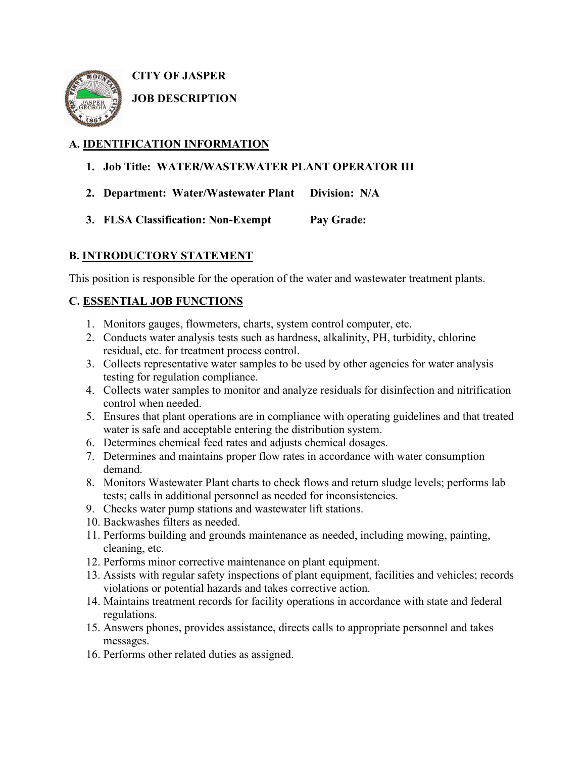**CITY OF JASPER**

**JOB DESCRIPTION**

## A. IDENTIFICATION INFORMATION

1. **Job Title: WATER/WASTEWATER PLANT OPERATOR III**
2. **Department: Water/Wastewater Plant Division: N/A**
3. **FLSA Classification: Non-Exempt Pay Grade:**

## B. INTRODUCTORY STATEMENT

This position is responsible for the operation of the water and wastewater treatment plants.

## C. ESSENTIAL JOB FUNCTIONS

1. Monitors gauges, flowmeters, charts, system control computer, etc.
2. Conducts water analysis tests such as hardness, alkalinity, PH, turbidity, chlorine residual, etc. for treatment process control.
3. Collects representative water samples to be used by other agencies for water analysis testing for regulation compliance.
4. Collects water samples to monitor and analyze residuals for disinfection and nitrification control when needed.
5. Ensures that plant operations are in compliance with operating guidelines and that treated water is safe and acceptable entering the distribution system.
6. Determines chemical feed rates and adjusts chemical dosages.
7. Determines and maintains proper flow rates in accordance with water consumption demand.
8. Monitors Wastewater Plant charts to check flows and return sludge levels; performs lab tests; calls in additional personnel as needed for inconsistencies.
9. Checks water pump stations and wastewater lift stations.
10. Backwashes filters as needed.
11. Performs building and grounds maintenance as needed, including mowing, painting, cleaning, etc.
12. Performs minor corrective maintenance on plant equipment.
13. Assists with regular safety inspections of plant equipment, facilities and vehicles; records violations or potential hazards and takes corrective action.
14. Maintains treatment records for facility operations in accordance with state and federal regulations.
15. Answers phones, provides assistance, directs calls to appropriate personnel and takes messages.
16. Performs other related duties as assigned.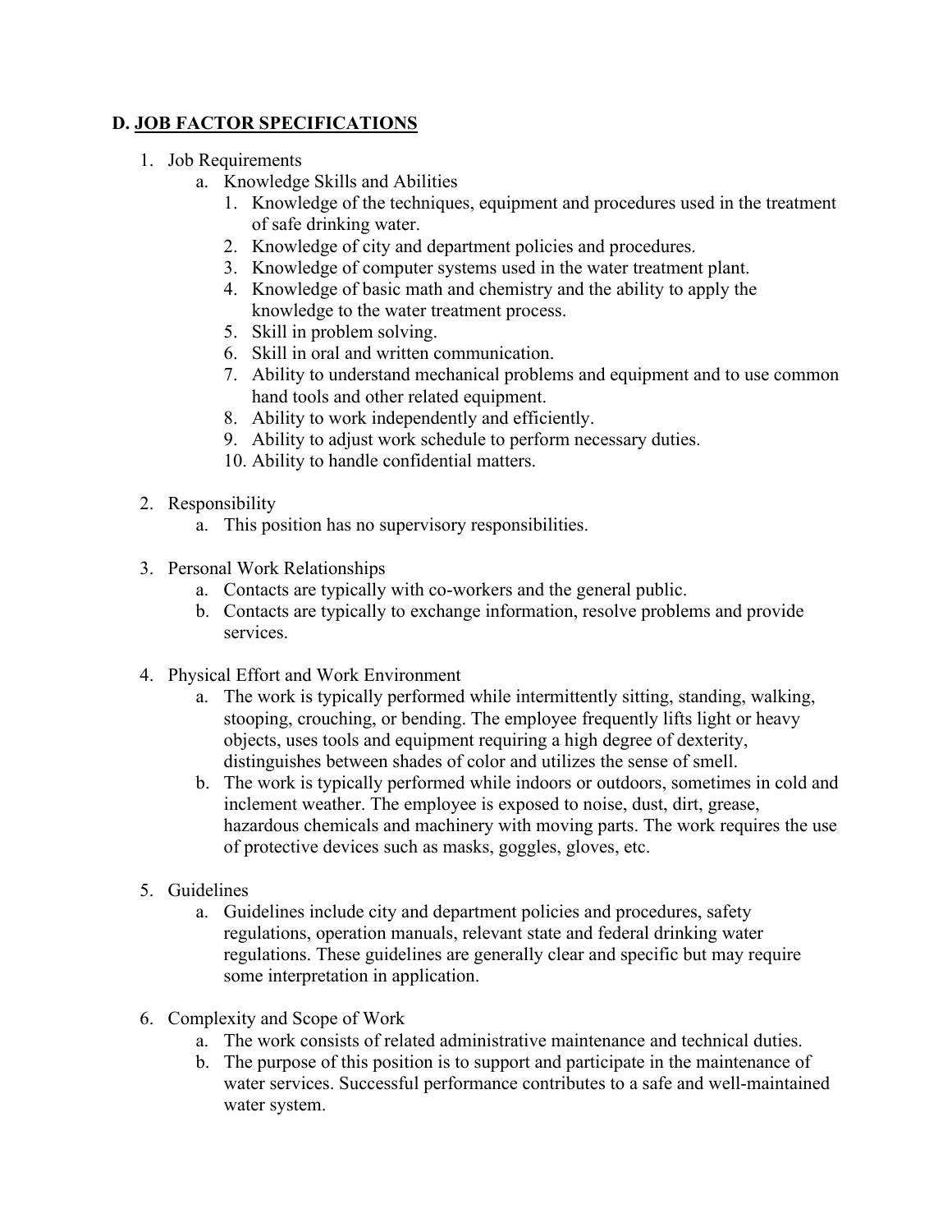## D. **JOB FACTOR SPECIFICATIONS**

1. Job Requirements
    a. Knowledge Skills and Abilities
        1. Knowledge of the techniques, equipment and procedures used in the treatment of safe drinking water.
        2. Knowledge of city and department policies and procedures.
        3. Knowledge of computer systems used in the water treatment plant.
        4. Knowledge of basic math and chemistry and the ability to apply the knowledge to the water treatment process.
        5. Skill in problem solving.
        6. Skill in oral and written communication.
        7. Ability to understand mechanical problems and equipment and to use common hand tools and other related equipment.
        8. Ability to work independently and efficiently.
        9. Ability to adjust work schedule to perform necessary duties.
        10. Ability to handle confidential matters.

2. Responsibility
    a. This position has no supervisory responsibilities.

3. Personal Work Relationships
    a. Contacts are typically with co-workers and the general public.
    b. Contacts are typically to exchange information, resolve problems and provide services.

4. Physical Effort and Work Environment
    a. The work is typically performed while intermittently sitting, standing, walking, stooping, crouching, or bending. The employee frequently lifts light or heavy objects, uses tools and equipment requiring a high degree of dexterity, distinguishes between shades of color and utilizes the sense of smell.
    b. The work is typically performed while indoors or outdoors, sometimes in cold and inclement weather. The employee is exposed to noise, dust, dirt, grease, hazardous chemicals and machinery with moving parts. The work requires the use of protective devices such as masks, goggles, gloves, etc.

5. Guidelines
    a. Guidelines include city and department policies and procedures, safety regulations, operation manuals, relevant state and federal drinking water regulations. These guidelines are generally clear and specific but may require some interpretation in application.

6. Complexity and Scope of Work
    a. The work consists of related administrative maintenance and technical duties.
    b. The purpose of this position is to support and participate in the maintenance of water services. Successful performance contributes to a safe and well-maintained water system.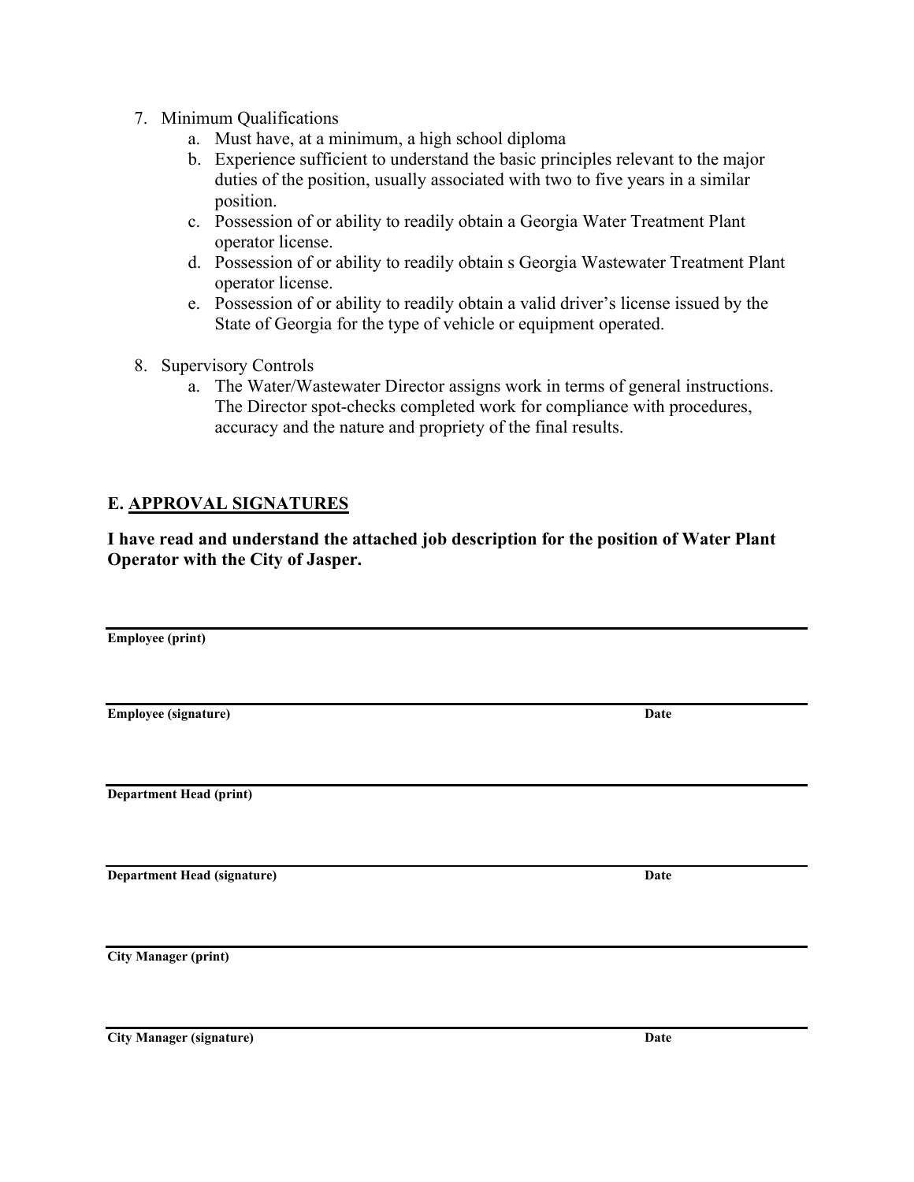7. Minimum Qualifications
    a. Must have, at a minimum, a high school diploma
    b. Experience sufficient to understand the basic principles relevant to the major duties of the position, usually associated with two to five years in a similar position.
    c. Possession of or ability to readily obtain a Georgia Water Treatment Plant operator license.
    d. Possession of or ability to readily obtain s Georgia Wastewater Treatment Plant operator license.
    e. Possession of or ability to readily obtain a valid driver's license issued by the State of Georgia for the type of vehicle or equipment operated.

8. Supervisory Controls
    a. The Water/Wastewater Director assigns work in terms of general instructions. The Director spot-checks completed work for compliance with procedures, accuracy and the nature and propriety of the final results.

## E. APPROVAL SIGNATURES

**I have read and understand the attached job description for the position of Water Plant Operator with the City of Jasper.**

---

**Employee (print)**

---

**Employee (signature)** **Date**

---

**Department Head (print)**

---

**Department Head (signature)** **Date**

---

**City Manager (print)**

---

**City Manager (signature)** **Date**